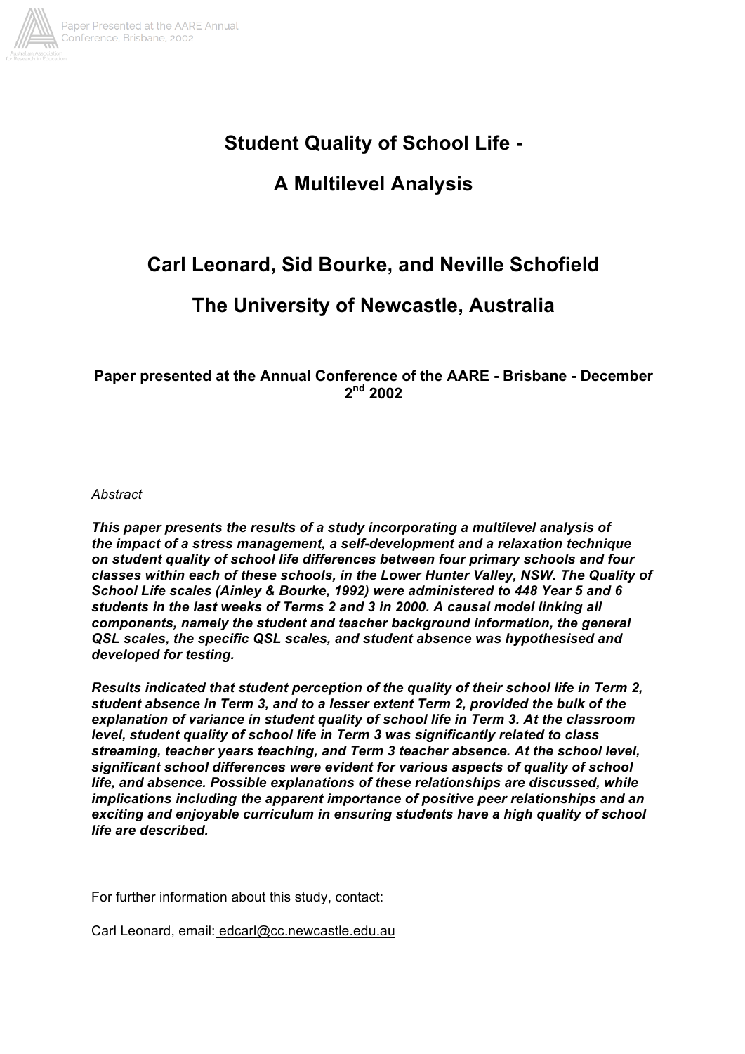# Student Quality of School Life - A Multilevel Analysis

## Carl Leonard, Sid Bourke, and Neville Schofield

## The University of Newcastle, Australia

**Paper presented at the Annual Conference of the AARE - Brisbane - December 2nd 2002**

*Abstract*

***This paper presents the results of a study incorporating a multilevel analysis of the impact of a stress management, a self-development and a relaxation technique on student quality of school life differences between four primary schools and four classes within each of these schools, in the Lower Hunter Valley, NSW. The Quality of School Life scales (Ainley & Bourke, 1992) were administered to 448 Year 5 and 6 students in the last weeks of Terms 2 and 3 in 2000. A causal model linking all components, namely the student and teacher background information, the general QSL scales, the specific QSL scales, and student absence was hypothesised and developed for testing.***

***Results indicated that student perception of the quality of their school life in Term 2, student absence in Term 3, and to a lesser extent Term 2, provided the bulk of the explanation of variance in student quality of school life in Term 3. At the classroom level, student quality of school life in Term 3 was significantly related to class streaming, teacher years teaching, and Term 3 teacher absence. At the school level, significant school differences were evident for various aspects of quality of school life, and absence. Possible explanations of these relationships are discussed, while implications including the apparent importance of positive peer relationships and an exciting and enjoyable curriculum in ensuring students have a high quality of school life are described.***

For further information about this study, contact:

Carl Leonard, email: edcarl@cc.newcastle.edu.au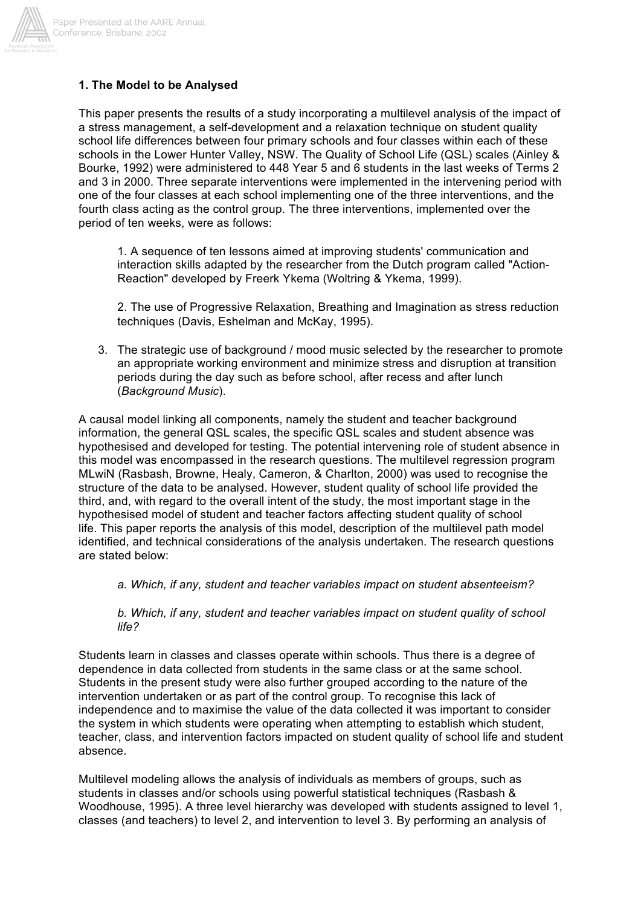### 1. The Model to be Analysed

This paper presents the results of a study incorporating a multilevel analysis of the impact of a stress management, a self-development and a relaxation technique on student quality school life differences between four primary schools and four classes within each of these schools in the Lower Hunter Valley, NSW. The Quality of School Life (QSL) scales (Ainley & Bourke, 1992) were administered to 448 Year 5 and 6 students in the last weeks of Terms 2 and 3 in 2000. Three separate interventions were implemented in the intervening period with one of the four classes at each school implementing one of the three interventions, and the fourth class acting as the control group. The three interventions, implemented over the period of ten weeks, were as follows:

1. A sequence of ten lessons aimed at improving students' communication and interaction skills adapted by the researcher from the Dutch program called "Action-Reaction" developed by Freerk Ykema (Woltring & Ykema, 1999).

2. The use of Progressive Relaxation, Breathing and Imagination as stress reduction techniques (Davis, Eshelman and McKay, 1995).

3. The strategic use of background / mood music selected by the researcher to promote an appropriate working environment and minimize stress and disruption at transition periods during the day such as before school, after recess and after lunch (*Background Music*).

A causal model linking all components, namely the student and teacher background information, the general QSL scales, the specific QSL scales and student absence was hypothesised and developed for testing. The potential intervening role of student absence in this model was encompassed in the research questions. The multilevel regression program MLwiN (Rasbash, Browne, Healy, Cameron, & Charlton, 2000) was used to recognise the structure of the data to be analysed. However, student quality of school life provided the third, and, with regard to the overall intent of the study, the most important stage in the hypothesised model of student and teacher factors affecting student quality of school life. This paper reports the analysis of this model, description of the multilevel path model identified, and technical considerations of the analysis undertaken. The research questions are stated below:

*a. Which, if any, student and teacher variables impact on student absenteeism?*

*b. Which, if any, student and teacher variables impact on student quality of school life?*

Students learn in classes and classes operate within schools. Thus there is a degree of dependence in data collected from students in the same class or at the same school. Students in the present study were also further grouped according to the nature of the intervention undertaken or as part of the control group. To recognise this lack of independence and to maximise the value of the data collected it was important to consider the system in which students were operating when attempting to establish which student, teacher, class, and intervention factors impacted on student quality of school life and student absence.

Multilevel modeling allows the analysis of individuals as members of groups, such as students in classes and/or schools using powerful statistical techniques (Rasbash & Woodhouse, 1995). A three level hierarchy was developed with students assigned to level 1, classes (and teachers) to level 2, and intervention to level 3. By performing an analysis of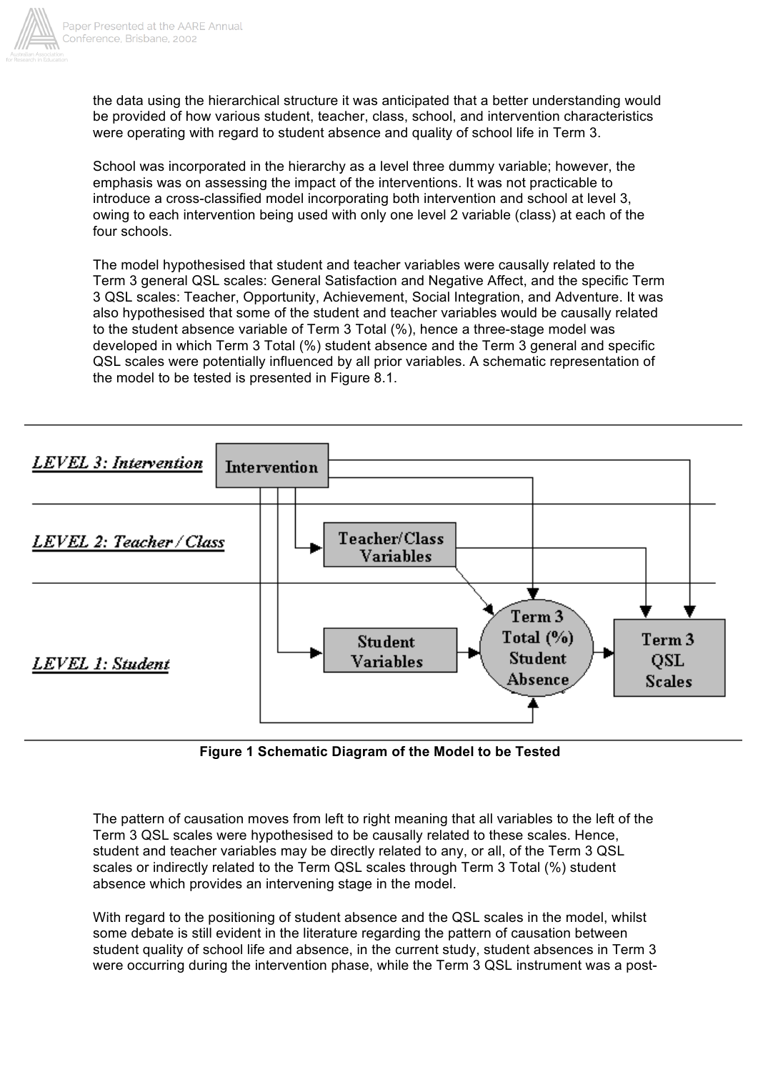the data using the hierarchical structure it was anticipated that a better understanding would be provided of how various student, teacher, class, school, and intervention characteristics were operating with regard to student absence and quality of school life in Term 3.

School was incorporated in the hierarchy as a level three dummy variable; however, the emphasis was on assessing the impact of the interventions. It was not practicable to introduce a cross-classified model incorporating both intervention and school at level 3, owing to each intervention being used with only one level 2 variable (class) at each of the four schools.

The model hypothesised that student and teacher variables were causally related to the Term 3 general QSL scales: General Satisfaction and Negative Affect, and the specific Term 3 QSL scales: Teacher, Opportunity, Achievement, Social Integration, and Adventure. It was also hypothesised that some of the student and teacher variables would be causally related to the student absence variable of Term 3 Total (%), hence a three-stage model was developed in which Term 3 Total (%) student absence and the Term 3 general and specific QSL scales were potentially influenced by all prior variables. A schematic representation of the model to be tested is presented in Figure 8.1.

**Figure 1 Schematic Diagram of the Model to be Tested**

The pattern of causation moves from left to right meaning that all variables to the left of the Term 3 QSL scales were hypothesised to be causally related to these scales. Hence, student and teacher variables may be directly related to any, or all, of the Term 3 QSL scales or indirectly related to the Term QSL scales through Term 3 Total (%) student absence which provides an intervening stage in the model.

With regard to the positioning of student absence and the QSL scales in the model, whilst some debate is still evident in the literature regarding the pattern of causation between student quality of school life and absence, in the current study, student absences in Term 3 were occurring during the intervention phase, while the Term 3 QSL instrument was a post-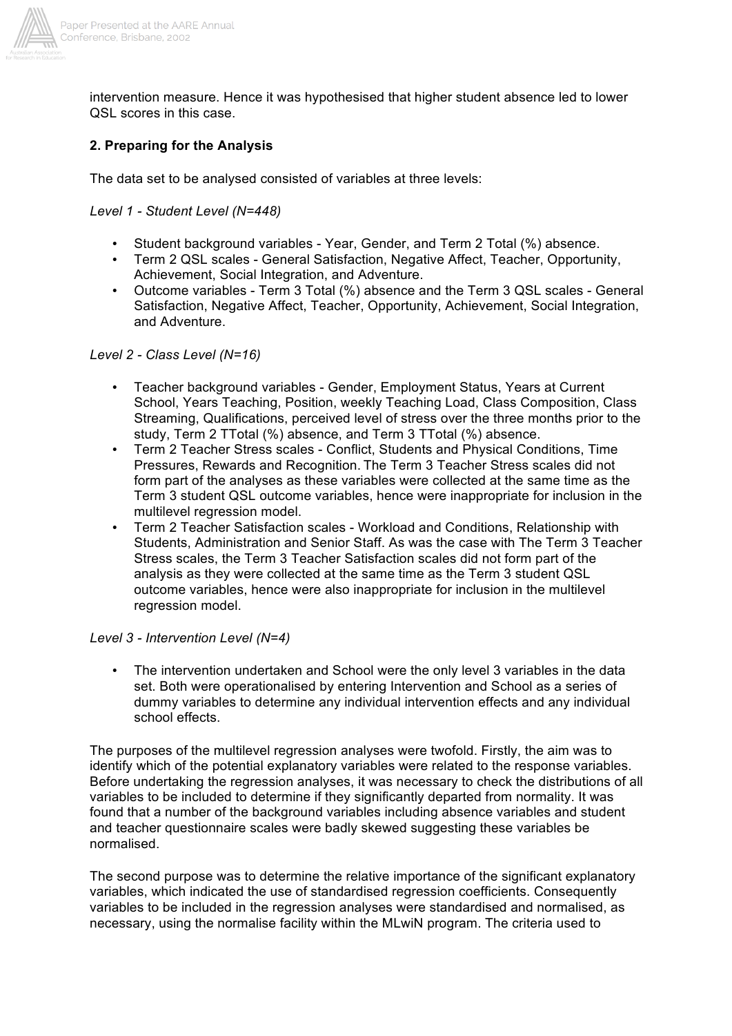intervention measure. Hence it was hypothesised that higher student absence led to lower QSL scores in this case.

### 2. Preparing for the Analysis

The data set to be analysed consisted of variables at three levels:

*Level 1 - Student Level (N=448)*

- Student background variables - Year, Gender, and Term 2 Total (%) absence.
- Term 2 QSL scales - General Satisfaction, Negative Affect, Teacher, Opportunity, Achievement, Social Integration, and Adventure.
- Outcome variables - Term 3 Total (%) absence and the Term 3 QSL scales - General Satisfaction, Negative Affect, Teacher, Opportunity, Achievement, Social Integration, and Adventure.

*Level 2 - Class Level (N=16)*

- Teacher background variables - Gender, Employment Status, Years at Current School, Years Teaching, Position, weekly Teaching Load, Class Composition, Class Streaming, Qualifications, perceived level of stress over the three months prior to the study, Term 2 TTotal (%) absence, and Term 3 TTotal (%) absence.
- Term 2 Teacher Stress scales - Conflict, Students and Physical Conditions, Time Pressures, Rewards and Recognition. The Term 3 Teacher Stress scales did not form part of the analyses as these variables were collected at the same time as the Term 3 student QSL outcome variables, hence were inappropriate for inclusion in the multilevel regression model.
- Term 2 Teacher Satisfaction scales - Workload and Conditions, Relationship with Students, Administration and Senior Staff. As was the case with The Term 3 Teacher Stress scales, the Term 3 Teacher Satisfaction scales did not form part of the analysis as they were collected at the same time as the Term 3 student QSL outcome variables, hence were also inappropriate for inclusion in the multilevel regression model.

*Level 3 - Intervention Level (N=4)*

- The intervention undertaken and School were the only level 3 variables in the data set. Both were operationalised by entering Intervention and School as a series of dummy variables to determine any individual intervention effects and any individual school effects.

The purposes of the multilevel regression analyses were twofold. Firstly, the aim was to identify which of the potential explanatory variables were related to the response variables. Before undertaking the regression analyses, it was necessary to check the distributions of all variables to be included to determine if they significantly departed from normality. It was found that a number of the background variables including absence variables and student and teacher questionnaire scales were badly skewed suggesting these variables be normalised.

The second purpose was to determine the relative importance of the significant explanatory variables, which indicated the use of standardised regression coefficients. Consequently variables to be included in the regression analyses were standardised and normalised, as necessary, using the normalise facility within the MLwiN program. The criteria used to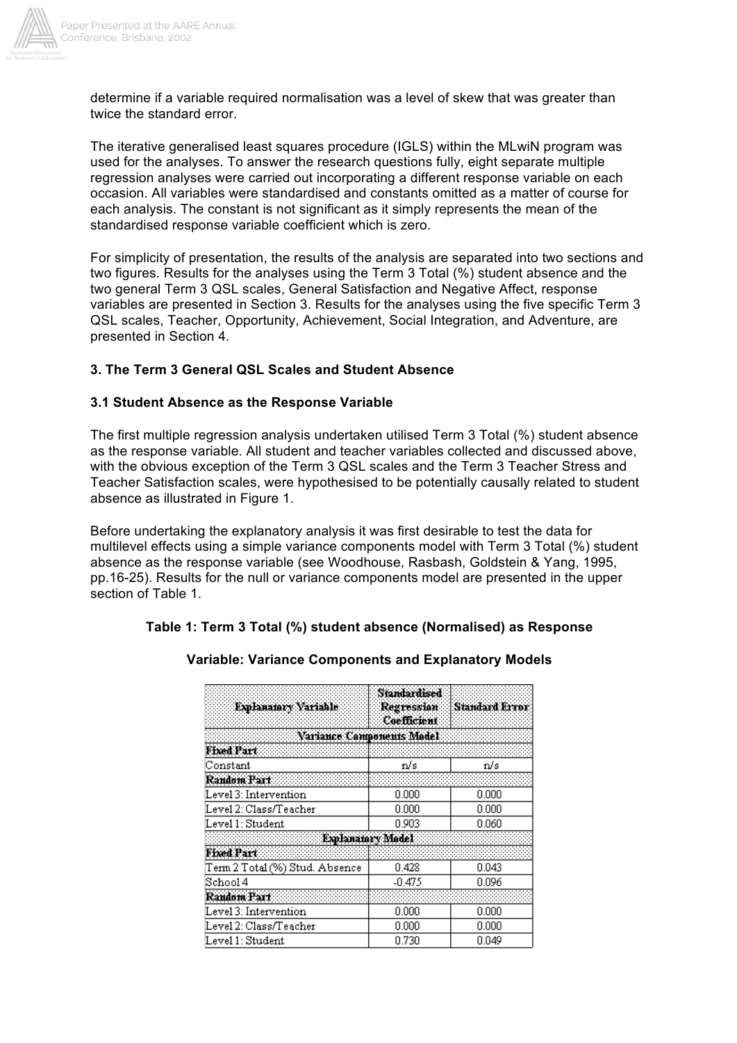determine if a variable required normalisation was a level of skew that was greater than twice the standard error.

The iterative generalised least squares procedure (IGLS) within the MLwiN program was used for the analyses. To answer the research questions fully, eight separate multiple regression analyses were carried out incorporating a different response variable on each occasion. All variables were standardised and constants omitted as a matter of course for each analysis. The constant is not significant as it simply represents the mean of the standardised response variable coefficient which is zero.

For simplicity of presentation, the results of the analysis are separated into two sections and two figures. Results for the analyses using the Term 3 Total (%) student absence and the two general Term 3 QSL scales, General Satisfaction and Negative Affect, response variables are presented in Section 3. Results for the analyses using the five specific Term 3 QSL scales, Teacher, Opportunity, Achievement, Social Integration, and Adventure, are presented in Section 4.

## 3. The Term 3 General QSL Scales and Student Absence

### 3.1 Student Absence as the Response Variable

The first multiple regression analysis undertaken utilised Term 3 Total (%) student absence as the response variable. All student and teacher variables collected and discussed above, with the obvious exception of the Term 3 QSL scales and the Term 3 Teacher Stress and Teacher Satisfaction scales, were hypothesised to be potentially causally related to student absence as illustrated in Figure 1.

Before undertaking the explanatory analysis it was first desirable to test the data for multilevel effects using a simple variance components model with Term 3 Total (%) student absence as the response variable (see Woodhouse, Rasbash, Goldstein & Yang, 1995, pp.16-25). Results for the null or variance components model are presented in the upper section of Table 1.

**Table 1: Term 3 Total (%) student absence (Normalised) as Response**

**Variable: Variance Components and Explanatory Models**

| Explanatory Variable | Standardised Regression Coefficient | Standard Error |
|---|---|---|
| **Variance Components Model** | | |
| **Fixed Part** | | |
| Constant | n/s | n/s |
| **Random Part** | | |
| Level 3: Intervention | 0.000 | 0.000 |
| Level 2: Class/Teacher | 0.000 | 0.000 |
| Level 1: Student | 0.903 | 0.060 |
| **Explanatory Model** | | |
| **Fixed Part** | | |
| Term 2 Total (%) Stud. Absence | 0.428 | 0.043 |
| School 4 | -0.475 | 0.096 |
| **Random Part** | | |
| Level 3: Intervention | 0.000 | 0.000 |
| Level 2: Class/Teacher | 0.000 | 0.000 |
| Level 1: Student | 0.730 | 0.049 |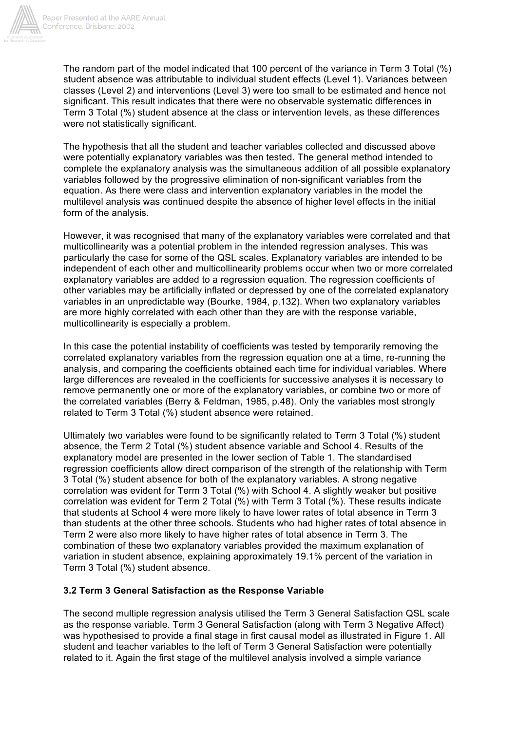The random part of the model indicated that 100 percent of the variance in Term 3 Total (%) student absence was attributable to individual student effects (Level 1). Variances between classes (Level 2) and interventions (Level 3) were too small to be estimated and hence not significant. This result indicates that there were no observable systematic differences in Term 3 Total (%) student absence at the class or intervention levels, as these differences were not statistically significant.

The hypothesis that all the student and teacher variables collected and discussed above were potentially explanatory variables was then tested. The general method intended to complete the explanatory analysis was the simultaneous addition of all possible explanatory variables followed by the progressive elimination of non-significant variables from the equation. As there were class and intervention explanatory variables in the model the multilevel analysis was continued despite the absence of higher level effects in the initial form of the analysis.

However, it was recognised that many of the explanatory variables were correlated and that multicollinearity was a potential problem in the intended regression analyses. This was particularly the case for some of the QSL scales. Explanatory variables are intended to be independent of each other and multicollinearity problems occur when two or more correlated explanatory variables are added to a regression equation. The regression coefficients of other variables may be artificially inflated or depressed by one of the correlated explanatory variables in an unpredictable way (Bourke, 1984, p.132). When two explanatory variables are more highly correlated with each other than they are with the response variable, multicollinearity is especially a problem.

In this case the potential instability of coefficients was tested by temporarily removing the correlated explanatory variables from the regression equation one at a time, re-running the analysis, and comparing the coefficients obtained each time for individual variables. Where large differences are revealed in the coefficients for successive analyses it is necessary to remove permanently one or more of the explanatory variables, or combine two or more of the correlated variables (Berry & Feldman, 1985, p.48). Only the variables most strongly related to Term 3 Total (%) student absence were retained.

Ultimately two variables were found to be significantly related to Term 3 Total (%) student absence, the Term 2 Total (%) student absence variable and School 4. Results of the explanatory model are presented in the lower section of Table 1. The standardised regression coefficients allow direct comparison of the strength of the relationship with Term 3 Total (%) student absence for both of the explanatory variables. A strong negative correlation was evident for Term 3 Total (%) with School 4. A slightly weaker but positive correlation was evident for Term 2 Total (%) with Term 3 Total (%). These results indicate that students at School 4 were more likely to have lower rates of total absence in Term 3 than students at the other three schools. Students who had higher rates of total absence in Term 2 were also more likely to have higher rates of total absence in Term 3. The combination of these two explanatory variables provided the maximum explanation of variation in student absence, explaining approximately 19.1% percent of the variation in Term 3 Total (%) student absence.

### 3.2 Term 3 General Satisfaction as the Response Variable

The second multiple regression analysis utilised the Term 3 General Satisfaction QSL scale as the response variable. Term 3 General Satisfaction (along with Term 3 Negative Affect) was hypothesised to provide a final stage in first causal model as illustrated in Figure 1. All student and teacher variables to the left of Term 3 General Satisfaction were potentially related to it. Again the first stage of the multilevel analysis involved a simple variance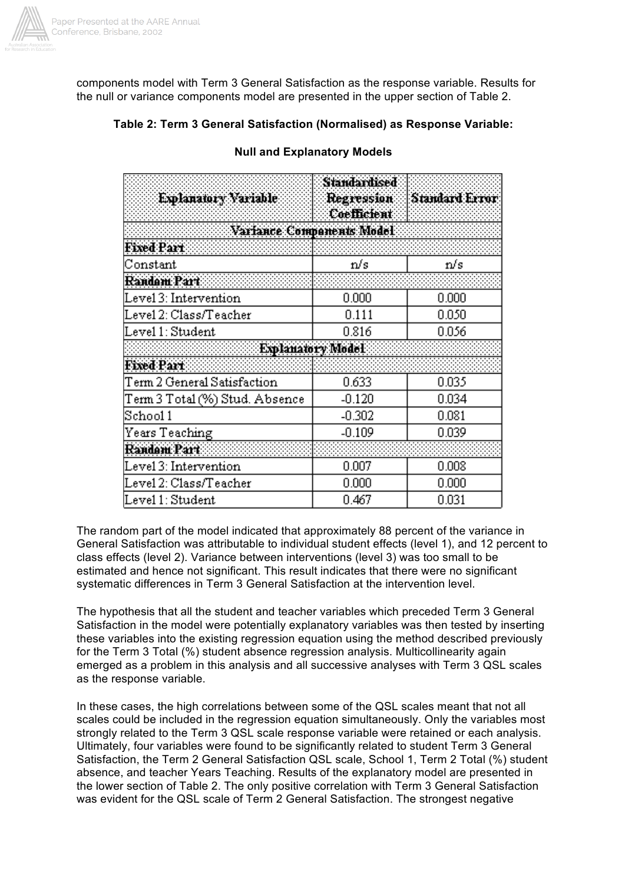components model with Term 3 General Satisfaction as the response variable. Results for the null or variance components model are presented in the upper section of Table 2.

**Table 2: Term 3 General Satisfaction (Normalised) as Response Variable:**

**Null and Explanatory Models**

| Explanatory Variable | Standardised Regression Coefficient | Standard Error |
|---|---|---|
| **Variance Components Model** | | |
| **Fixed Part** | | |
| Constant | n/s | n/s |
| **Random Part** | | |
| Level 3: Intervention | 0.000 | 0.000 |
| Level 2: Class/Teacher | 0.111 | 0.050 |
| Level 1: Student | 0.816 | 0.056 |
| **Explanatory Model** | | |
| **Fixed Part** | | |
| Term 2 General Satisfaction | 0.633 | 0.035 |
| Term 3 Total (%) Stud. Absence | -0.120 | 0.034 |
| School 1 | -0.302 | 0.081 |
| Years Teaching | -0.109 | 0.039 |
| **Random Part** | | |
| Level 3: Intervention | 0.007 | 0.008 |
| Level 2: Class/Teacher | 0.000 | 0.000 |
| Level 1: Student | 0.467 | 0.031 |

The random part of the model indicated that approximately 88 percent of the variance in General Satisfaction was attributable to individual student effects (level 1), and 12 percent to class effects (level 2). Variance between interventions (level 3) was too small to be estimated and hence not significant. This result indicates that there were no significant systematic differences in Term 3 General Satisfaction at the intervention level.

The hypothesis that all the student and teacher variables which preceded Term 3 General Satisfaction in the model were potentially explanatory variables was then tested by inserting these variables into the existing regression equation using the method described previously for the Term 3 Total (%) student absence regression analysis. Multicollinearity again emerged as a problem in this analysis and all successive analyses with Term 3 QSL scales as the response variable.

In these cases, the high correlations between some of the QSL scales meant that not all scales could be included in the regression equation simultaneously. Only the variables most strongly related to the Term 3 QSL scale response variable were retained or each analysis. Ultimately, four variables were found to be significantly related to student Term 3 General Satisfaction, the Term 2 General Satisfaction QSL scale, School 1, Term 2 Total (%) student absence, and teacher Years Teaching. Results of the explanatory model are presented in the lower section of Table 2. The only positive correlation with Term 3 General Satisfaction was evident for the QSL scale of Term 2 General Satisfaction. The strongest negative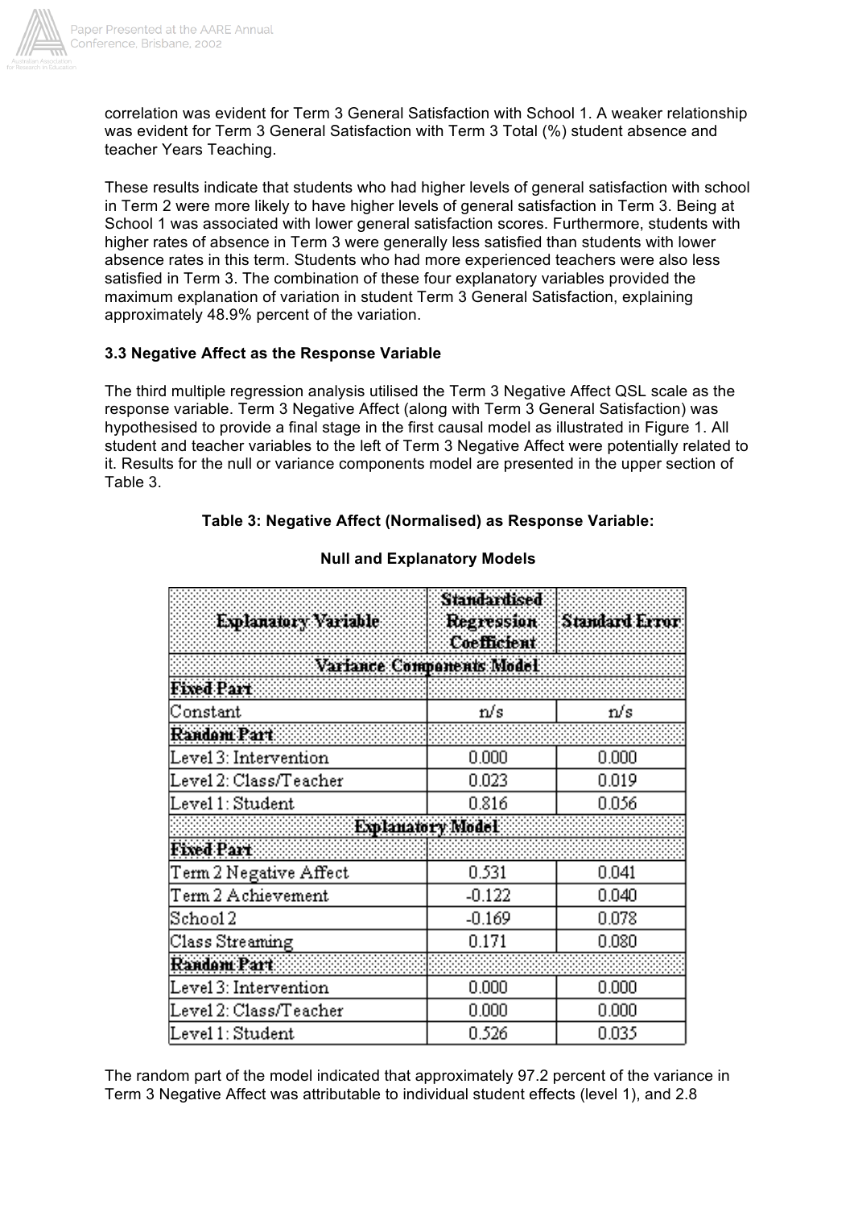correlation was evident for Term 3 General Satisfaction with School 1. A weaker relationship was evident for Term 3 General Satisfaction with Term 3 Total (%) student absence and teacher Years Teaching.

These results indicate that students who had higher levels of general satisfaction with school in Term 2 were more likely to have higher levels of general satisfaction in Term 3. Being at School 1 was associated with lower general satisfaction scores. Furthermore, students with higher rates of absence in Term 3 were generally less satisfied than students with lower absence rates in this term. Students who had more experienced teachers were also less satisfied in Term 3. The combination of these four explanatory variables provided the maximum explanation of variation in student Term 3 General Satisfaction, explaining approximately 48.9% percent of the variation.

### 3.3 Negative Affect as the Response Variable

The third multiple regression analysis utilised the Term 3 Negative Affect QSL scale as the response variable. Term 3 Negative Affect (along with Term 3 General Satisfaction) was hypothesised to provide a final stage in the first causal model as illustrated in Figure 1. All student and teacher variables to the left of Term 3 Negative Affect were potentially related to it. Results for the null or variance components model are presented in the upper section of Table 3.

**Table 3: Negative Affect (Normalised) as Response Variable:**

**Null and Explanatory Models**

| Explanatory Variable | Standardised Regression Coefficient | Standard Error |
|---|---|---|
| **Variance Components Model** | | |
| **Fixed Part** | | |
| Constant | n/s | n/s |
| **Random Part** | | |
| Level 3: Intervention | 0.000 | 0.000 |
| Level 2: Class/Teacher | 0.023 | 0.019 |
| Level 1: Student | 0.816 | 0.056 |
| **Explanatory Model** | | |
| **Fixed Part** | | |
| Term 2 Negative Affect | 0.531 | 0.041 |
| Term 2 Achievement | -0.122 | 0.040 |
| School 2 | -0.169 | 0.078 |
| Class Streaming | 0.171 | 0.080 |
| **Random Part** | | |
| Level 3: Intervention | 0.000 | 0.000 |
| Level 2: Class/Teacher | 0.000 | 0.000 |
| Level 1: Student | 0.526 | 0.035 |

The random part of the model indicated that approximately 97.2 percent of the variance in Term 3 Negative Affect was attributable to individual student effects (level 1), and 2.8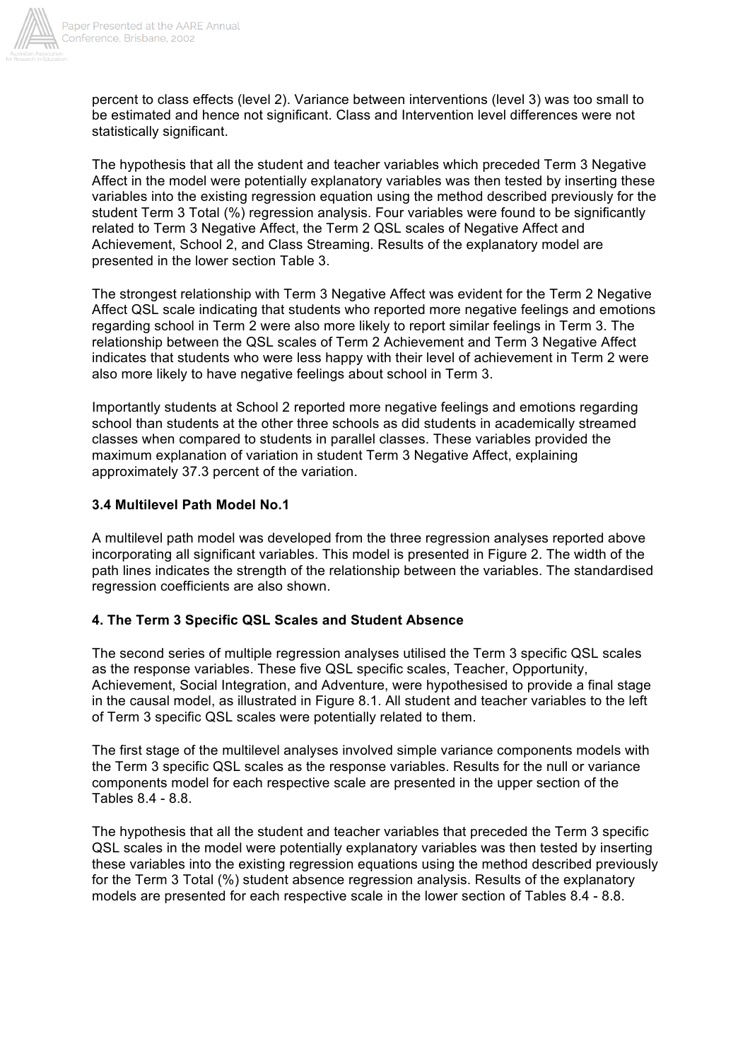percent to class effects (level 2). Variance between interventions (level 3) was too small to be estimated and hence not significant. Class and Intervention level differences were not statistically significant.

The hypothesis that all the student and teacher variables which preceded Term 3 Negative Affect in the model were potentially explanatory variables was then tested by inserting these variables into the existing regression equation using the method described previously for the student Term 3 Total (%) regression analysis. Four variables were found to be significantly related to Term 3 Negative Affect, the Term 2 QSL scales of Negative Affect and Achievement, School 2, and Class Streaming. Results of the explanatory model are presented in the lower section Table 3.

The strongest relationship with Term 3 Negative Affect was evident for the Term 2 Negative Affect QSL scale indicating that students who reported more negative feelings and emotions regarding school in Term 2 were also more likely to report similar feelings in Term 3. The relationship between the QSL scales of Term 2 Achievement and Term 3 Negative Affect indicates that students who were less happy with their level of achievement in Term 2 were also more likely to have negative feelings about school in Term 3.

Importantly students at School 2 reported more negative feelings and emotions regarding school than students at the other three schools as did students in academically streamed classes when compared to students in parallel classes. These variables provided the maximum explanation of variation in student Term 3 Negative Affect, explaining approximately 37.3 percent of the variation.

### 3.4 Multilevel Path Model No.1

A multilevel path model was developed from the three regression analyses reported above incorporating all significant variables. This model is presented in Figure 2. The width of the path lines indicates the strength of the relationship between the variables. The standardised regression coefficients are also shown.

## 4. The Term 3 Specific QSL Scales and Student Absence

The second series of multiple regression analyses utilised the Term 3 specific QSL scales as the response variables. These five QSL specific scales, Teacher, Opportunity, Achievement, Social Integration, and Adventure, were hypothesised to provide a final stage in the causal model, as illustrated in Figure 8.1. All student and teacher variables to the left of Term 3 specific QSL scales were potentially related to them.

The first stage of the multilevel analyses involved simple variance components models with the Term 3 specific QSL scales as the response variables. Results for the null or variance components model for each respective scale are presented in the upper section of the Tables 8.4 - 8.8.

The hypothesis that all the student and teacher variables that preceded the Term 3 specific QSL scales in the model were potentially explanatory variables was then tested by inserting these variables into the existing regression equations using the method described previously for the Term 3 Total (%) student absence regression analysis. Results of the explanatory models are presented for each respective scale in the lower section of Tables 8.4 - 8.8.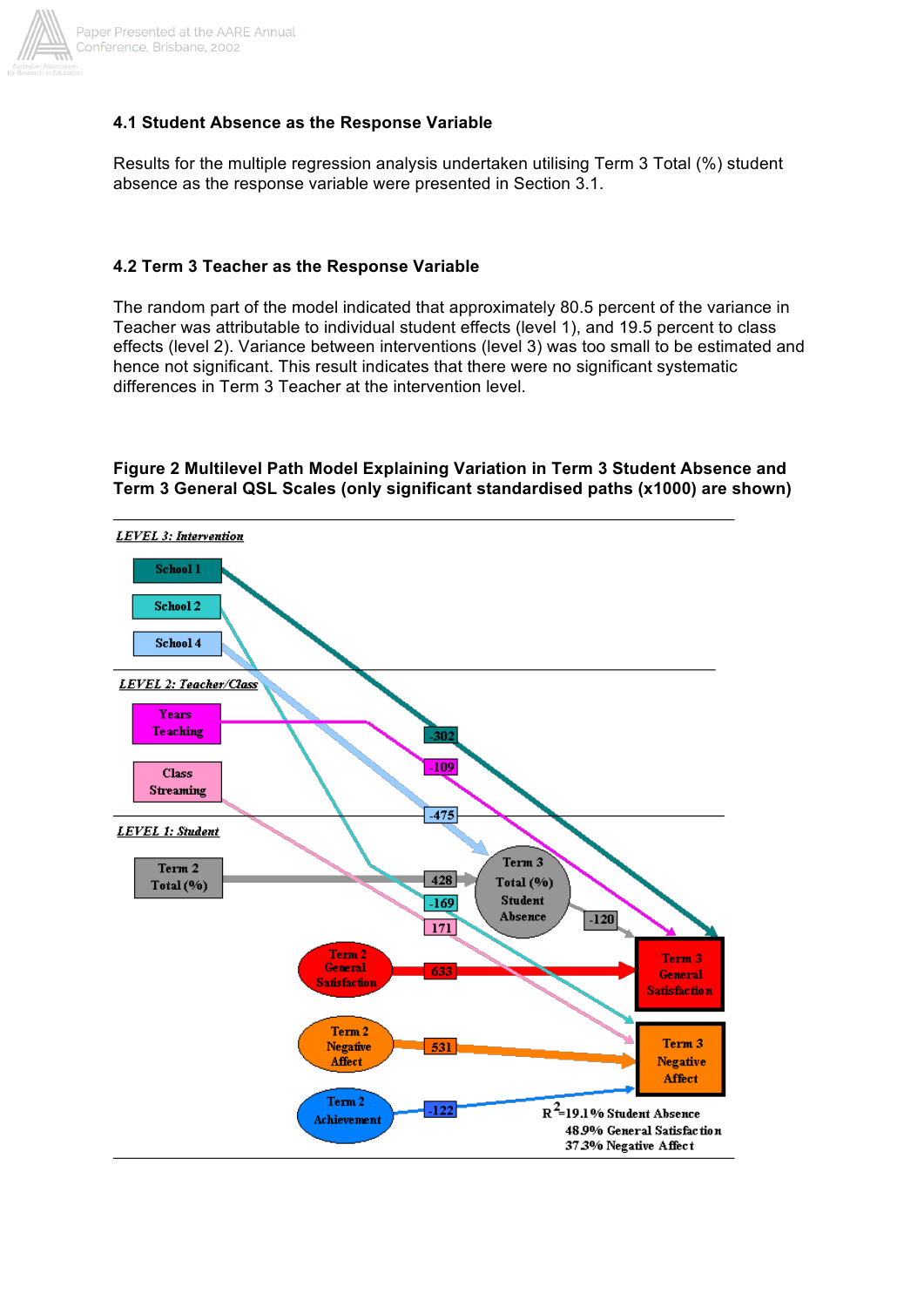### 4.1 Student Absence as the Response Variable

Results for the multiple regression analysis undertaken utilising Term 3 Total (%) student absence as the response variable were presented in Section 3.1.

### 4.2 Term 3 Teacher as the Response Variable

The random part of the model indicated that approximately 80.5 percent of the variance in Teacher was attributable to individual student effects (level 1), and 19.5 percent to class effects (level 2). Variance between interventions (level 3) was too small to be estimated and hence not significant. This result indicates that there were no significant systematic differences in Term 3 Teacher at the intervention level.

**Figure 2 Multilevel Path Model Explaining Variation in Term 3 Student Absence and Term 3 General QSL Scales (only significant standardised paths (x1000) are shown)**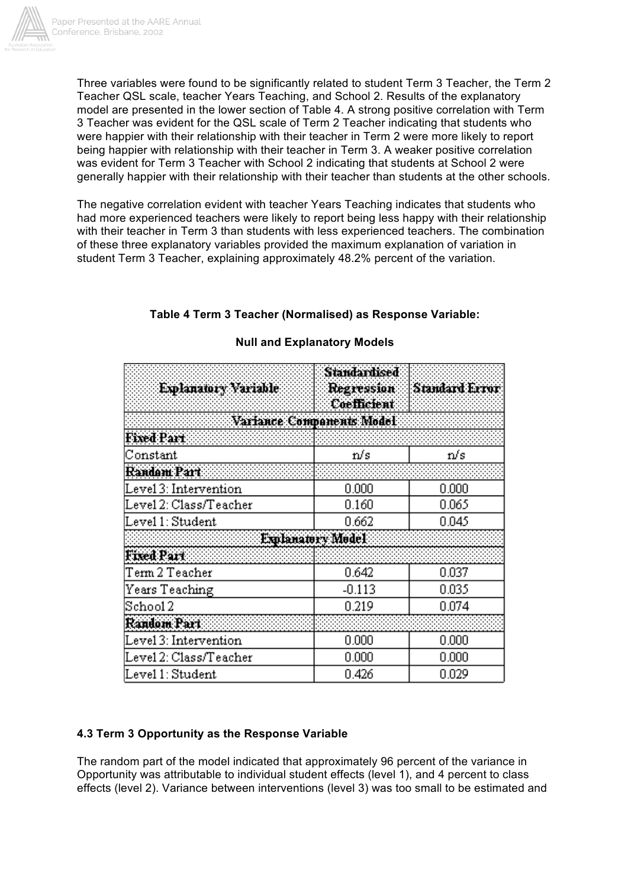Three variables were found to be significantly related to student Term 3 Teacher, the Term 2 Teacher QSL scale, teacher Years Teaching, and School 2. Results of the explanatory model are presented in the lower section of Table 4. A strong positive correlation with Term 3 Teacher was evident for the QSL scale of Term 2 Teacher indicating that students who were happier with their relationship with their teacher in Term 2 were more likely to report being happier with relationship with their teacher in Term 3. A weaker positive correlation was evident for Term 3 Teacher with School 2 indicating that students at School 2 were generally happier with their relationship with their teacher than students at the other schools.

The negative correlation evident with teacher Years Teaching indicates that students who had more experienced teachers were likely to report being less happy with their relationship with their teacher in Term 3 than students with less experienced teachers. The combination of these three explanatory variables provided the maximum explanation of variation in student Term 3 Teacher, explaining approximately 48.2% percent of the variation.

**Table 4 Term 3 Teacher (Normalised) as Response Variable:**

**Null and Explanatory Models**

| Explanatory Variable | Standardised Regression Coefficient | Standard Error |
|---|---|---|
| **Variance Components Model** | | |
| **Fixed Part** | | |
| Constant | n/s | n/s |
| **Random Part** | | |
| Level 3: Intervention | 0.000 | 0.000 |
| Level 2: Class/Teacher | 0.160 | 0.065 |
| Level 1: Student | 0.662 | 0.045 |
| **Explanatory Model** | | |
| **Fixed Part** | | |
| Term 2 Teacher | 0.642 | 0.037 |
| Years Teaching | -0.113 | 0.035 |
| School 2 | 0.219 | 0.074 |
| **Random Part** | | |
| Level 3: Intervention | 0.000 | 0.000 |
| Level 2: Class/Teacher | 0.000 | 0.000 |
| Level 1: Student | 0.426 | 0.029 |

### 4.3 Term 3 Opportunity as the Response Variable

The random part of the model indicated that approximately 96 percent of the variance in Opportunity was attributable to individual student effects (level 1), and 4 percent to class effects (level 2). Variance between interventions (level 3) was too small to be estimated and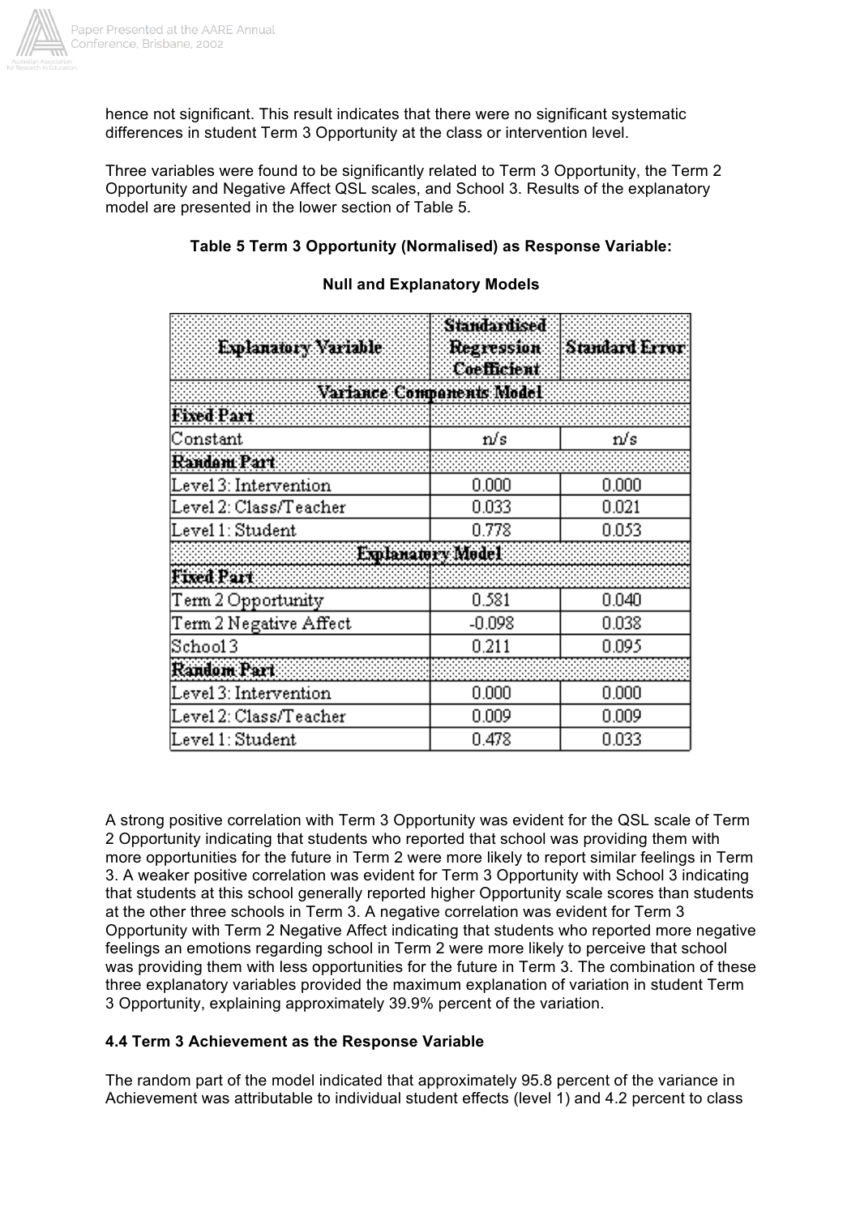hence not significant. This result indicates that there were no significant systematic differences in student Term 3 Opportunity at the class or intervention level.

Three variables were found to be significantly related to Term 3 Opportunity, the Term 2 Opportunity and Negative Affect QSL scales, and School 3. Results of the explanatory model are presented in the lower section of Table 5.

**Table 5 Term 3 Opportunity (Normalised) as Response Variable:**

**Null and Explanatory Models**

| Explanatory Variable | Standardised Regression Coefficient | Standard Error |
|---|---|---|
| **Variance Components Model** | | |
| **Fixed Part** | | |
| Constant | n/s | n/s |
| **Random Part** | | |
| Level 3: Intervention | 0.000 | 0.000 |
| Level 2: Class/Teacher | 0.033 | 0.021 |
| Level 1: Student | 0.778 | 0.053 |
| **Explanatory Model** | | |
| **Fixed Part** | | |
| Term 2 Opportunity | 0.581 | 0.040 |
| Term 2 Negative Affect | -0.098 | 0.038 |
| School 3 | 0.211 | 0.095 |
| **Random Part** | | |
| Level 3: Intervention | 0.000 | 0.000 |
| Level 2: Class/Teacher | 0.009 | 0.009 |
| Level 1: Student | 0.478 | 0.033 |

A strong positive correlation with Term 3 Opportunity was evident for the QSL scale of Term 2 Opportunity indicating that students who reported that school was providing them with more opportunities for the future in Term 2 were more likely to report similar feelings in Term 3. A weaker positive correlation was evident for Term 3 Opportunity with School 3 indicating that students at this school generally reported higher Opportunity scale scores than students at the other three schools in Term 3. A negative correlation was evident for Term 3 Opportunity with Term 2 Negative Affect indicating that students who reported more negative feelings an emotions regarding school in Term 2 were more likely to perceive that school was providing them with less opportunities for the future in Term 3. The combination of these three explanatory variables provided the maximum explanation of variation in student Term 3 Opportunity, explaining approximately 39.9% percent of the variation.

### 4.4 Term 3 Achievement as the Response Variable

The random part of the model indicated that approximately 95.8 percent of the variance in Achievement was attributable to individual student effects (level 1) and 4.2 percent to class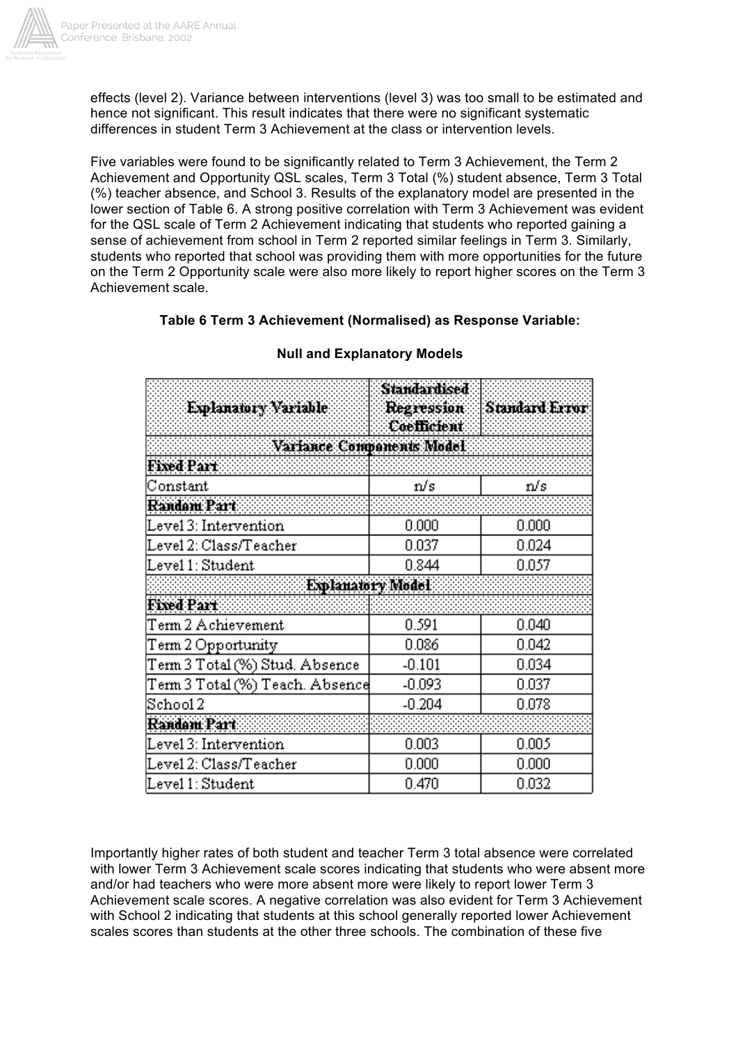effects (level 2). Variance between interventions (level 3) was too small to be estimated and hence not significant. This result indicates that there were no significant systematic differences in student Term 3 Achievement at the class or intervention levels.

Five variables were found to be significantly related to Term 3 Achievement, the Term 2 Achievement and Opportunity QSL scales, Term 3 Total (%) student absence, Term 3 Total (%) teacher absence, and School 3. Results of the explanatory model are presented in the lower section of Table 6. A strong positive correlation with Term 3 Achievement was evident for the QSL scale of Term 2 Achievement indicating that students who reported gaining a sense of achievement from school in Term 2 reported similar feelings in Term 3. Similarly, students who reported that school was providing them with more opportunities for the future on the Term 2 Opportunity scale were also more likely to report higher scores on the Term 3 Achievement scale.

**Table 6 Term 3 Achievement (Normalised) as Response Variable:**

**Null and Explanatory Models**

| Explanatory Variable | Standardised Regression Coefficient | Standard Error |
|---|---|---|
| **Variance Components Model** | | |
| **Fixed Part** | | |
| Constant | n/s | n/s |
| **Random Part** | | |
| Level 3: Intervention | 0.000 | 0.000 |
| Level 2: Class/Teacher | 0.037 | 0.024 |
| Level 1: Student | 0.844 | 0.057 |
| **Explanatory Model** | | |
| **Fixed Part** | | |
| Term 2 Achievement | 0.591 | 0.040 |
| Term 2 Opportunity | 0.086 | 0.042 |
| Term 3 Total (%) Stud. Absence | -0.101 | 0.034 |
| Term 3 Total (%) Teach. Absence | -0.093 | 0.037 |
| School 2 | -0.204 | 0.078 |
| **Random Part** | | |
| Level 3: Intervention | 0.003 | 0.005 |
| Level 2: Class/Teacher | 0.000 | 0.000 |
| Level 1: Student | 0.470 | 0.032 |

Importantly higher rates of both student and teacher Term 3 total absence were correlated with lower Term 3 Achievement scale scores indicating that students who were absent more and/or had teachers who were more absent more were likely to report lower Term 3 Achievement scale scores. A negative correlation was also evident for Term 3 Achievement with School 2 indicating that students at this school generally reported lower Achievement scales scores than students at the other three schools. The combination of these five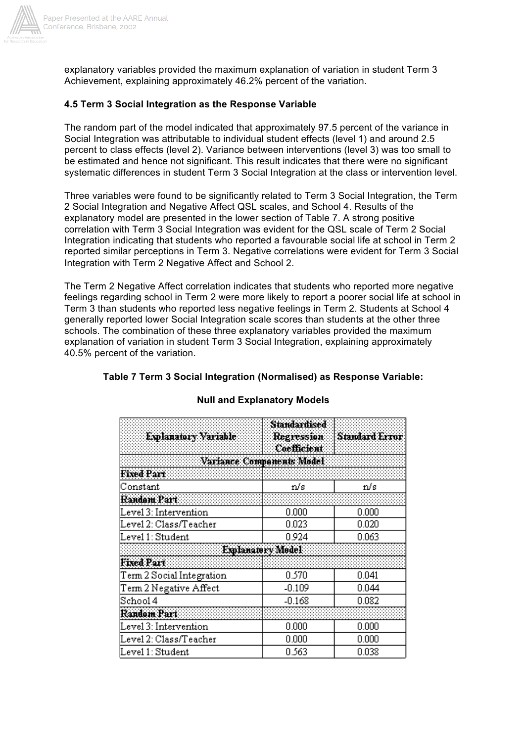explanatory variables provided the maximum explanation of variation in student Term 3 Achievement, explaining approximately 46.2% percent of the variation.

### 4.5 Term 3 Social Integration as the Response Variable

The random part of the model indicated that approximately 97.5 percent of the variance in Social Integration was attributable to individual student effects (level 1) and around 2.5 percent to class effects (level 2). Variance between interventions (level 3) was too small to be estimated and hence not significant. This result indicates that there were no significant systematic differences in student Term 3 Social Integration at the class or intervention level.

Three variables were found to be significantly related to Term 3 Social Integration, the Term 2 Social Integration and Negative Affect QSL scales, and School 4. Results of the explanatory model are presented in the lower section of Table 7. A strong positive correlation with Term 3 Social Integration was evident for the QSL scale of Term 2 Social Integration indicating that students who reported a favourable social life at school in Term 2 reported similar perceptions in Term 3. Negative correlations were evident for Term 3 Social Integration with Term 2 Negative Affect and School 2.

The Term 2 Negative Affect correlation indicates that students who reported more negative feelings regarding school in Term 2 were more likely to report a poorer social life at school in Term 3 than students who reported less negative feelings in Term 2. Students at School 4 generally reported lower Social Integration scale scores than students at the other three schools. The combination of these three explanatory variables provided the maximum explanation of variation in student Term 3 Social Integration, explaining approximately 40.5% percent of the variation.

**Table 7 Term 3 Social Integration (Normalised) as Response Variable:**

**Null and Explanatory Models**

| Explanatory Variable | Standardised Regression Coefficient | Standard Error |
|---|---|---|
| **Variance Components Model** | | |
| **Fixed Part** | | |
| Constant | n/s | n/s |
| **Random Part** | | |
| Level 3: Intervention | 0.000 | 0.000 |
| Level 2: Class/Teacher | 0.023 | 0.020 |
| Level 1: Student | 0.924 | 0.063 |
| **Explanatory Model** | | |
| **Fixed Part** | | |
| Term 2 Social Integration | 0.570 | 0.041 |
| Term 2 Negative Affect | -0.109 | 0.044 |
| School 4 | -0.168 | 0.082 |
| **Random Part** | | |
| Level 3: Intervention | 0.000 | 0.000 |
| Level 2: Class/Teacher | 0.000 | 0.000 |
| Level 1: Student | 0.563 | 0.038 |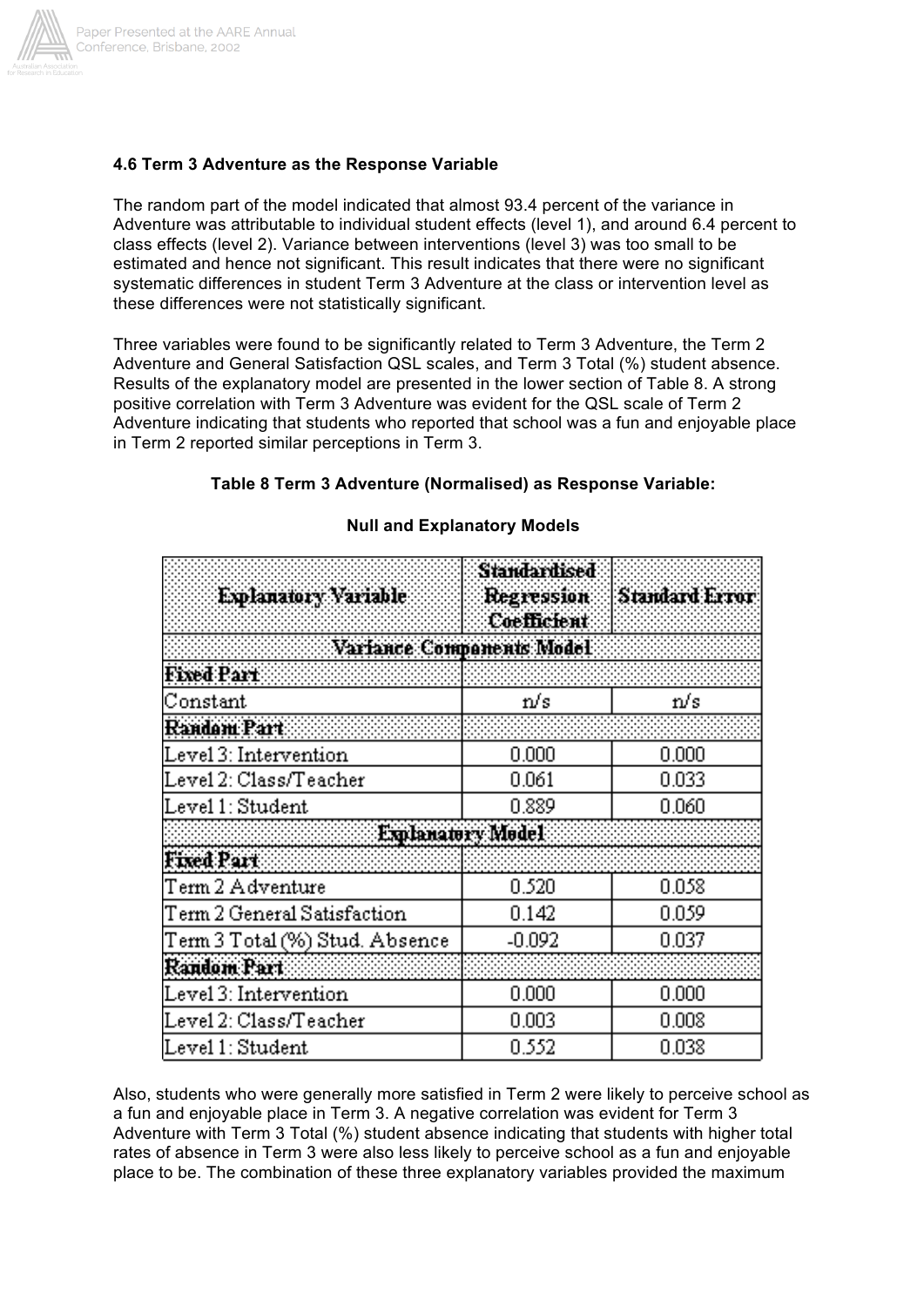### 4.6 Term 3 Adventure as the Response Variable

The random part of the model indicated that almost 93.4 percent of the variance in Adventure was attributable to individual student effects (level 1), and around 6.4 percent to class effects (level 2). Variance between interventions (level 3) was too small to be estimated and hence not significant. This result indicates that there were no significant systematic differences in student Term 3 Adventure at the class or intervention level as these differences were not statistically significant.

Three variables were found to be significantly related to Term 3 Adventure, the Term 2 Adventure and General Satisfaction QSL scales, and Term 3 Total (%) student absence. Results of the explanatory model are presented in the lower section of Table 8. A strong positive correlation with Term 3 Adventure was evident for the QSL scale of Term 2 Adventure indicating that students who reported that school was a fun and enjoyable place in Term 2 reported similar perceptions in Term 3.

**Table 8 Term 3 Adventure (Normalised) as Response Variable:**

**Null and Explanatory Models**

| Explanatory Variable | Standardised Regression Coefficient | Standard Error |
|---|---|---|
| **Variance Components Model** | | |
| **Fixed Part** | | |
| Constant | n/s | n/s |
| **Random Part** | | |
| Level 3: Intervention | 0.000 | 0.000 |
| Level 2: Class/Teacher | 0.061 | 0.033 |
| Level 1: Student | 0.889 | 0.060 |
| **Explanatory Model** | | |
| **Fixed Part** | | |
| Term 2 Adventure | 0.520 | 0.058 |
| Term 2 General Satisfaction | 0.142 | 0.059 |
| Term 3 Total (%) Stud. Absence | -0.092 | 0.037 |
| **Random Part** | | |
| Level 3: Intervention | 0.000 | 0.000 |
| Level 2: Class/Teacher | 0.003 | 0.008 |
| Level 1: Student | 0.552 | 0.038 |

Also, students who were generally more satisfied in Term 2 were likely to perceive school as a fun and enjoyable place in Term 3. A negative correlation was evident for Term 3 Adventure with Term 3 Total (%) student absence indicating that students with higher total rates of absence in Term 3 were also less likely to perceive school as a fun and enjoyable place to be. The combination of these three explanatory variables provided the maximum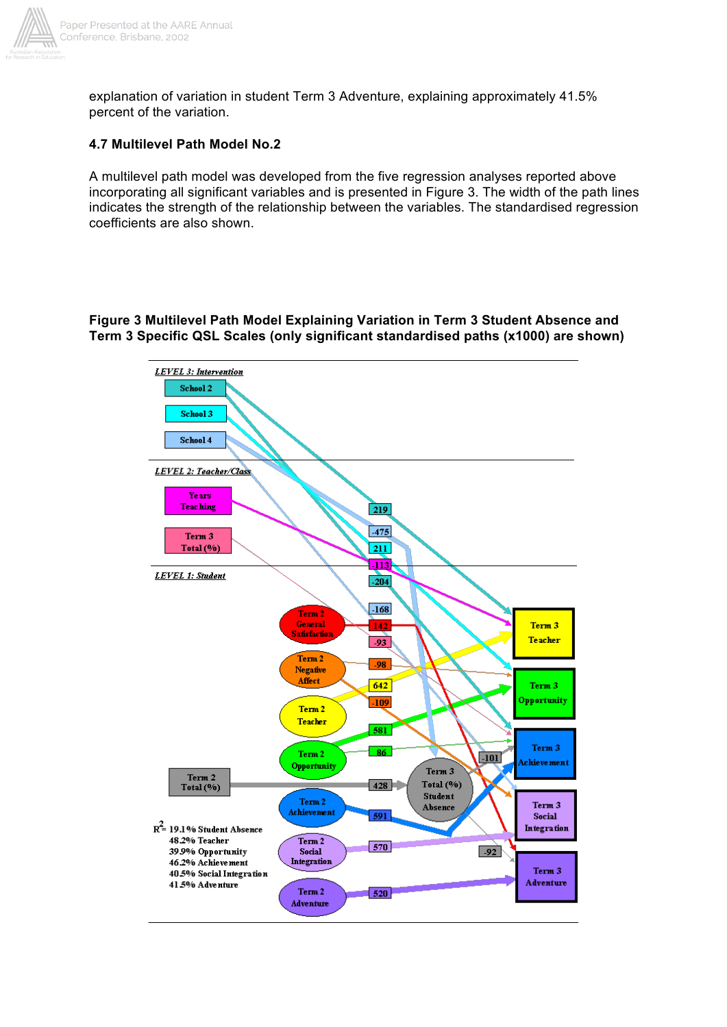explanation of variation in student Term 3 Adventure, explaining approximately 41.5% percent of the variation.

### 4.7 Multilevel Path Model No.2

A multilevel path model was developed from the five regression analyses reported above incorporating all significant variables and is presented in Figure 3. The width of the path lines indicates the strength of the relationship between the variables. The standardised regression coefficients are also shown.

**Figure 3 Multilevel Path Model Explaining Variation in Term 3 Student Absence and Term 3 Specific QSL Scales (only significant standardised paths (x1000) are shown)**

*LEVEL 3: Intervention*

School 2, School 3, School 4

*LEVEL 2: Teacher/Class*

Years Teaching, Term 3 Total (%)

*LEVEL 1: Student*

Term 2 General Satisfaction, Term 2 Negative Affect, Term 2 Teacher, Term 2 Opportunity, Term 2 Total (%), Term 2 Achievement, Term 2 Social Integration, Term 2 Adventure, Term 3 Total (%) Student Absence, Term 3 Teacher, Term 3 Opportunity, Term 3 Achievement, Term 3 Social Integration, Term 3 Adventure

Path coefficients: 219, -475, 211, -113, -204, -168, 142, -93, -98, 642, -109, 581, 86, -101, 428, 591, 570, -92, 520

$R^2$ = 19.1% Student Absence
48.2% Teacher
39.9% Opportunity
46.2% Achievement
40.5% Social Integration
41.5% Adventure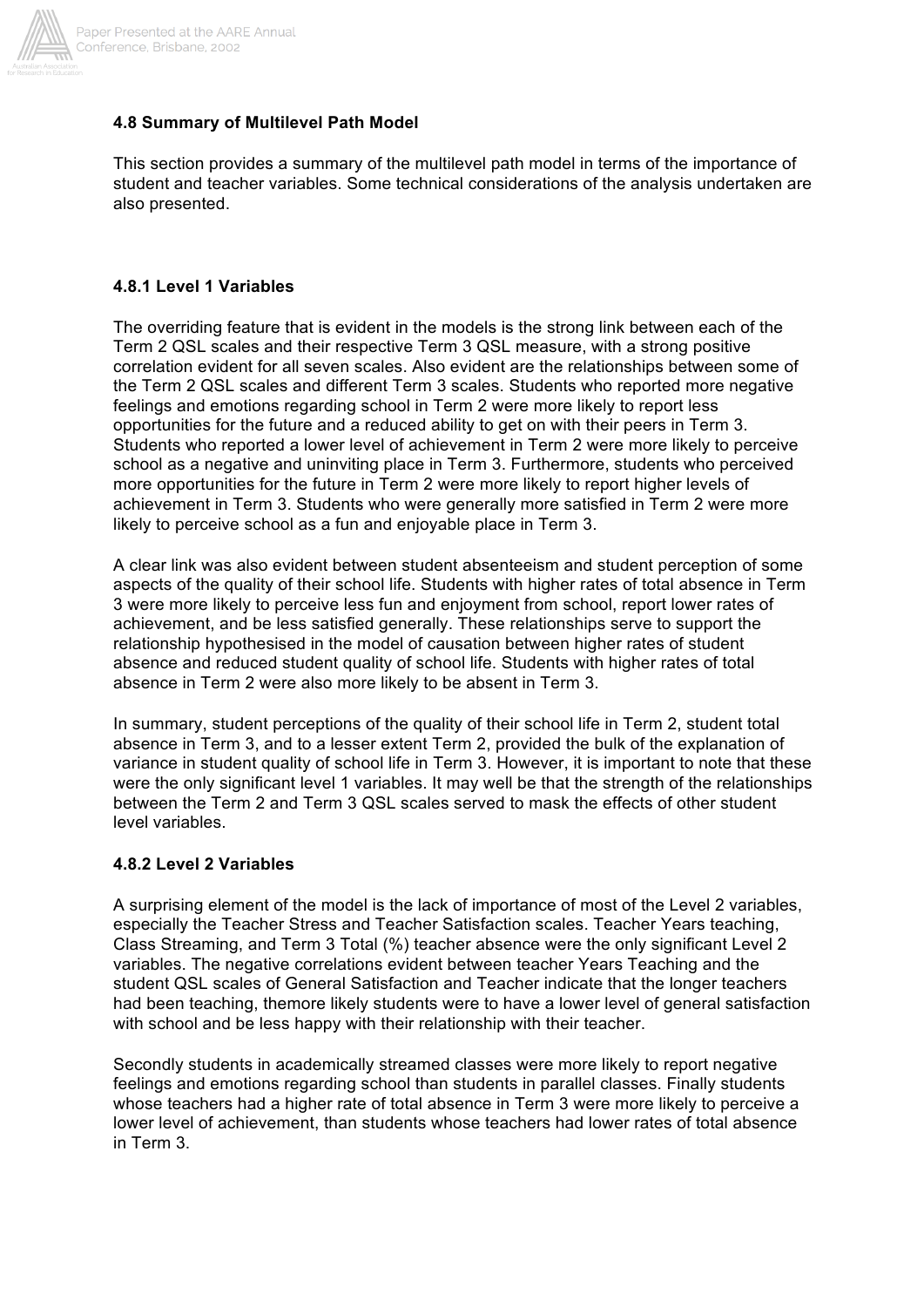### 4.8 Summary of Multilevel Path Model

This section provides a summary of the multilevel path model in terms of the importance of student and teacher variables. Some technical considerations of the analysis undertaken are also presented.

#### 4.8.1 Level 1 Variables

The overriding feature that is evident in the models is the strong link between each of the Term 2 QSL scales and their respective Term 3 QSL measure, with a strong positive correlation evident for all seven scales. Also evident are the relationships between some of the Term 2 QSL scales and different Term 3 scales. Students who reported more negative feelings and emotions regarding school in Term 2 were more likely to report less opportunities for the future and a reduced ability to get on with their peers in Term 3. Students who reported a lower level of achievement in Term 2 were more likely to perceive school as a negative and uninviting place in Term 3. Furthermore, students who perceived more opportunities for the future in Term 2 were more likely to report higher levels of achievement in Term 3. Students who were generally more satisfied in Term 2 were more likely to perceive school as a fun and enjoyable place in Term 3.

A clear link was also evident between student absenteeism and student perception of some aspects of the quality of their school life. Students with higher rates of total absence in Term 3 were more likely to perceive less fun and enjoyment from school, report lower rates of achievement, and be less satisfied generally. These relationships serve to support the relationship hypothesised in the model of causation between higher rates of student absence and reduced student quality of school life. Students with higher rates of total absence in Term 2 were also more likely to be absent in Term 3.

In summary, student perceptions of the quality of their school life in Term 2, student total absence in Term 3, and to a lesser extent Term 2, provided the bulk of the explanation of variance in student quality of school life in Term 3. However, it is important to note that these were the only significant level 1 variables. It may well be that the strength of the relationships between the Term 2 and Term 3 QSL scales served to mask the effects of other student level variables.

#### 4.8.2 Level 2 Variables

A surprising element of the model is the lack of importance of most of the Level 2 variables, especially the Teacher Stress and Teacher Satisfaction scales. Teacher Years teaching, Class Streaming, and Term 3 Total (%) teacher absence were the only significant Level 2 variables. The negative correlations evident between teacher Years Teaching and the student QSL scales of General Satisfaction and Teacher indicate that the longer teachers had been teaching, themore likely students were to have a lower level of general satisfaction with school and be less happy with their relationship with their teacher.

Secondly students in academically streamed classes were more likely to report negative feelings and emotions regarding school than students in parallel classes. Finally students whose teachers had a higher rate of total absence in Term 3 were more likely to perceive a lower level of achievement, than students whose teachers had lower rates of total absence in Term 3.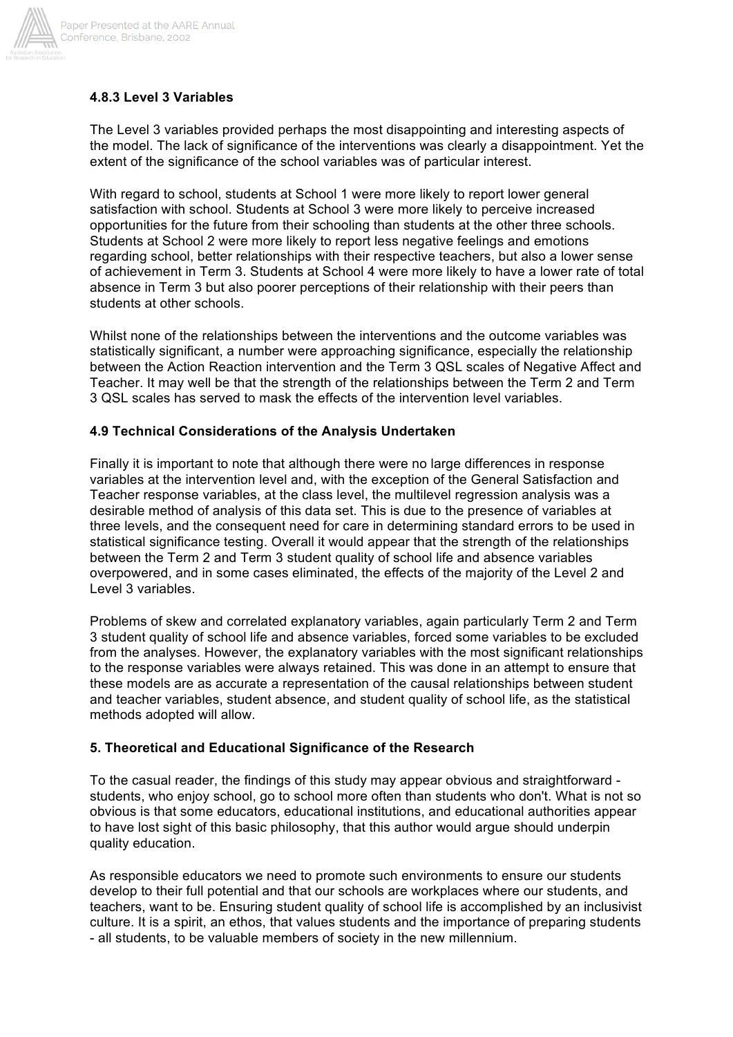### 4.8.3 Level 3 Variables

The Level 3 variables provided perhaps the most disappointing and interesting aspects of the model. The lack of significance of the interventions was clearly a disappointment. Yet the extent of the significance of the school variables was of particular interest.

With regard to school, students at School 1 were more likely to report lower general satisfaction with school. Students at School 3 were more likely to perceive increased opportunities for the future from their schooling than students at the other three schools. Students at School 2 were more likely to report less negative feelings and emotions regarding school, better relationships with their respective teachers, but also a lower sense of achievement in Term 3. Students at School 4 were more likely to have a lower rate of total absence in Term 3 but also poorer perceptions of their relationship with their peers than students at other schools.

Whilst none of the relationships between the interventions and the outcome variables was statistically significant, a number were approaching significance, especially the relationship between the Action Reaction intervention and the Term 3 QSL scales of Negative Affect and Teacher. It may well be that the strength of the relationships between the Term 2 and Term 3 QSL scales has served to mask the effects of the intervention level variables.

### 4.9 Technical Considerations of the Analysis Undertaken

Finally it is important to note that although there were no large differences in response variables at the intervention level and, with the exception of the General Satisfaction and Teacher response variables, at the class level, the multilevel regression analysis was a desirable method of analysis of this data set. This is due to the presence of variables at three levels, and the consequent need for care in determining standard errors to be used in statistical significance testing. Overall it would appear that the strength of the relationships between the Term 2 and Term 3 student quality of school life and absence variables overpowered, and in some cases eliminated, the effects of the majority of the Level 2 and Level 3 variables.

Problems of skew and correlated explanatory variables, again particularly Term 2 and Term 3 student quality of school life and absence variables, forced some variables to be excluded from the analyses. However, the explanatory variables with the most significant relationships to the response variables were always retained. This was done in an attempt to ensure that these models are as accurate a representation of the causal relationships between student and teacher variables, student absence, and student quality of school life, as the statistical methods adopted will allow.

## 5. Theoretical and Educational Significance of the Research

To the casual reader, the findings of this study may appear obvious and straightforward - students, who enjoy school, go to school more often than students who don't. What is not so obvious is that some educators, educational institutions, and educational authorities appear to have lost sight of this basic philosophy, that this author would argue should underpin quality education.

As responsible educators we need to promote such environments to ensure our students develop to their full potential and that our schools are workplaces where our students, and teachers, want to be. Ensuring student quality of school life is accomplished by an inclusivist culture. It is a spirit, an ethos, that values students and the importance of preparing students - all students, to be valuable members of society in the new millennium.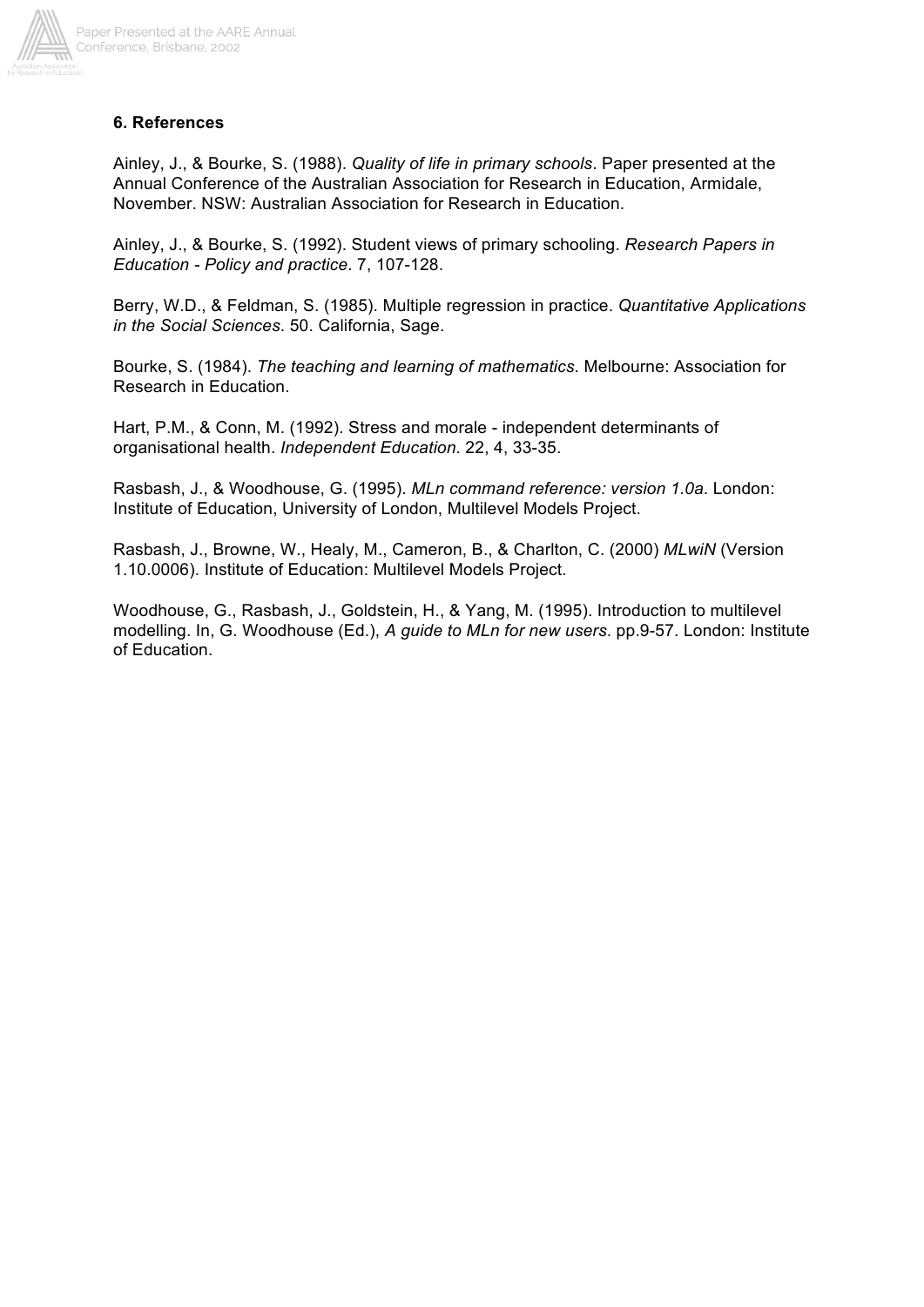## 6. References

Ainley, J., & Bourke, S. (1988). *Quality of life in primary schools*. Paper presented at the Annual Conference of the Australian Association for Research in Education, Armidale, November. NSW: Australian Association for Research in Education.

Ainley, J., & Bourke, S. (1992). Student views of primary schooling. *Research Papers in Education - Policy and practice*. 7, 107-128.

Berry, W.D., & Feldman, S. (1985). Multiple regression in practice. *Quantitative Applications in the Social Sciences*. 50. California, Sage.

Bourke, S. (1984). *The teaching and learning of mathematics*. Melbourne: Association for Research in Education.

Hart, P.M., & Conn, M. (1992). Stress and morale - independent determinants of organisational health. *Independent Education*. 22, 4, 33-35.

Rasbash, J., & Woodhouse, G. (1995). *MLn command reference: version 1.0a*. London: Institute of Education, University of London, Multilevel Models Project.

Rasbash, J., Browne, W., Healy, M., Cameron, B., & Charlton, C. (2000) *MLwiN* (Version 1.10.0006). Institute of Education: Multilevel Models Project.

Woodhouse, G., Rasbash, J., Goldstein, H., & Yang, M. (1995). Introduction to multilevel modelling. In, G. Woodhouse (Ed.), *A guide to MLn for new users*. pp.9-57. London: Institute of Education.